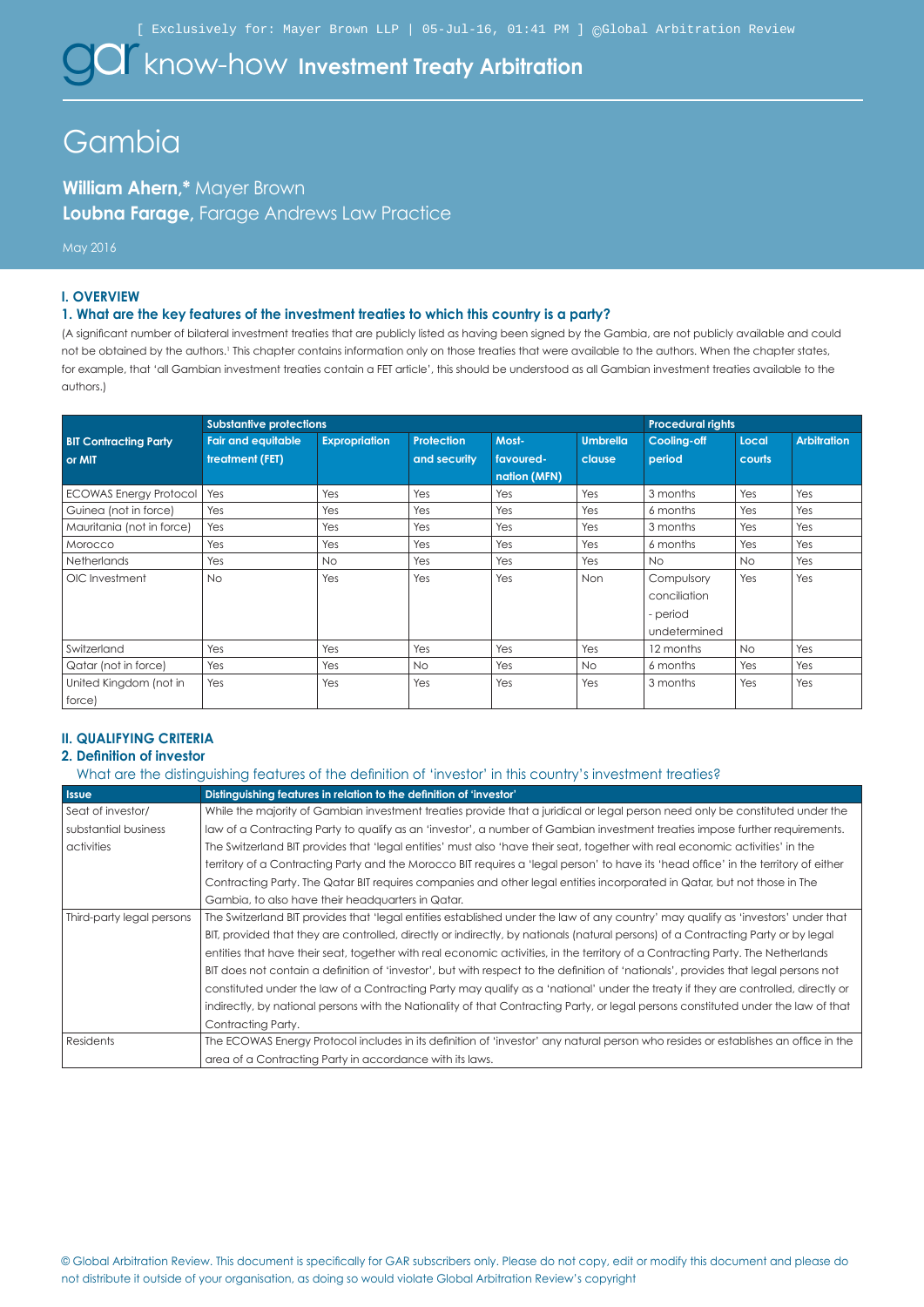# gar know-how Investment Treaty Arbitration

# Gambia

**William Ahern,*** Mayer Brown
**Loubna Farage,** Farage Andrews Law Practice

May 2016

## I. OVERVIEW

### 1. What are the key features of the investment treaties to which this country is a party?

(A significant number of bilateral investment treaties that are publicly listed as having been signed by the Gambia, are not publicly available and could not be obtained by the authors.[1] This chapter contains information only on those treaties that were available to the authors. When the chapter states, for example, that 'all Gambian investment treaties contain a FET article', this should be understood as all Gambian investment treaties available to the authors.)

| BIT Contracting Party or MIT | Substantive protections | | | | | Procedural rights | | |
|---|---|---|---|---|---|---|---|---|
| | Fair and equitable treatment (FET) | Expropriation | Protection and security | Most-favoured-nation (MFN) | Umbrella clause | Cooling-off period | Local courts | Arbitration |
| ECOWAS Energy Protocol | Yes | Yes | Yes | Yes | Yes | 3 months | Yes | Yes |
| Guinea (not in force) | Yes | Yes | Yes | Yes | Yes | 6 months | Yes | Yes |
| Mauritania (not in force) | Yes | Yes | Yes | Yes | Yes | 3 months | Yes | Yes |
| Morocco | Yes | Yes | Yes | Yes | Yes | 6 months | Yes | Yes |
| Netherlands | Yes | No | Yes | Yes | Yes | No | No | Yes |
| OIC Investment | No | Yes | Yes | Yes | Non | Compulsory conciliation - period undetermined | Yes | Yes |
| Switzerland | Yes | Yes | Yes | Yes | Yes | 12 months | No | Yes |
| Qatar (not in force) | Yes | Yes | No | Yes | No | 6 months | Yes | Yes |
| United Kingdom (not in force) | Yes | Yes | Yes | Yes | Yes | 3 months | Yes | Yes |

## II. QUALIFYING CRITERIA

### 2. Definition of investor

What are the distinguishing features of the definition of 'investor' in this country's investment treaties?

| Issue | Distinguishing features in relation to the definition of 'investor' |
|---|---|
| Seat of investor/ substantial business activities | While the majority of Gambian investment treaties provide that a juridical or legal person need only be constituted under the law of a Contracting Party to qualify as an 'investor', a number of Gambian investment treaties impose further requirements. The Switzerland BIT provides that 'legal entities' must also 'have their seat, together with real economic activities' in the territory of a Contracting Party and the Morocco BIT requires a 'legal person' to have its 'head office' in the territory of either Contracting Party. The Qatar BIT requires companies and other legal entities incorporated in Qatar, but not those in The Gambia, to also have their headquarters in Qatar. |
| Third-party legal persons | The Switzerland BIT provides that 'legal entities established under the law of any country' may qualify as 'investors' under that BIT, provided that they are controlled, directly or indirectly, by nationals (natural persons) of a Contracting Party or by legal entities that have their seat, together with real economic activities, in the territory of a Contracting Party. The Netherlands BIT does not contain a definition of 'investor', but with respect to the definition of 'nationals', provides that legal persons not constituted under the law of a Contracting Party may qualify as a 'national' under the treaty if they are controlled, directly or indirectly, by national persons with the Nationality of that Contracting Party, or legal persons constituted under the law of that Contracting Party. |
| Residents | The ECOWAS Energy Protocol includes in its definition of 'investor' any natural person who resides or establishes an office in the area of a Contracting Party in accordance with its laws. |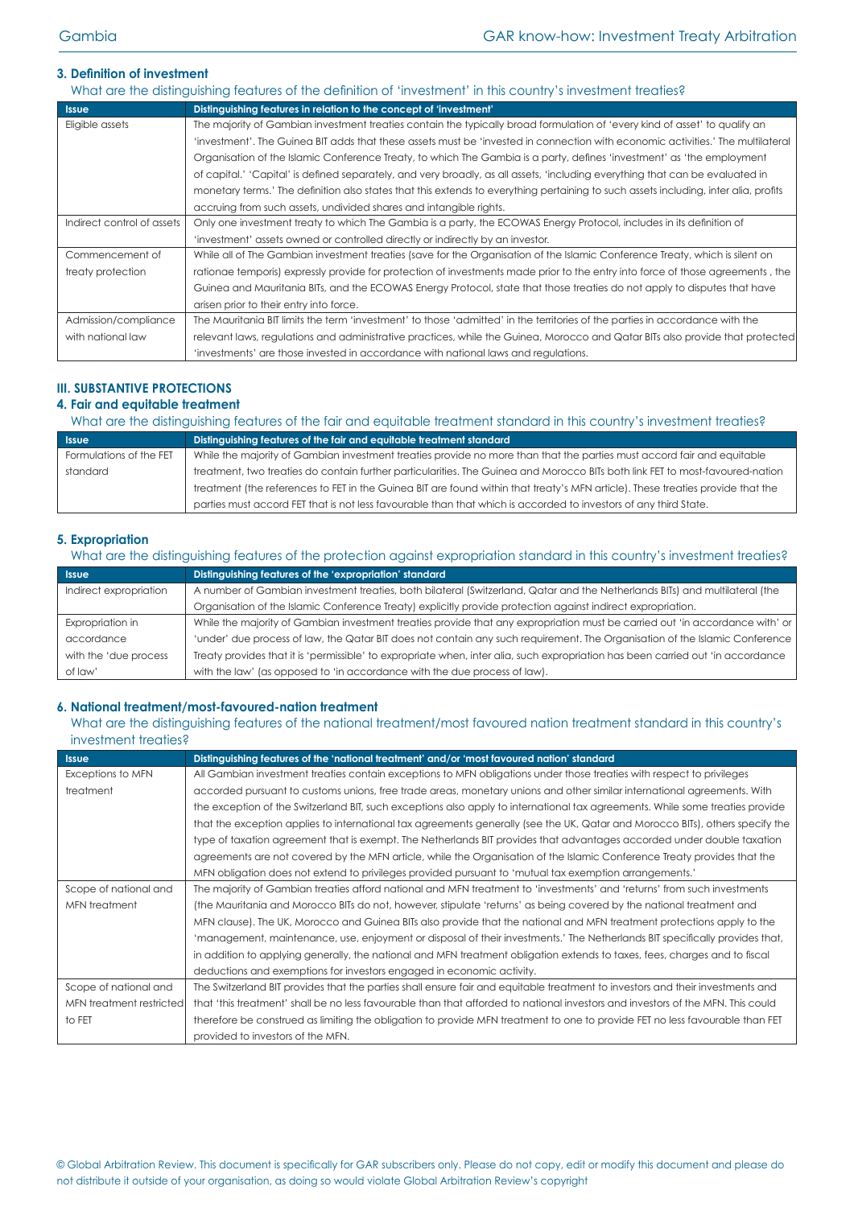### 3. Definition of investment

What are the distinguishing features of the definition of 'investment' in this country's investment treaties?

| Issue | Distinguishing features in relation to the concept of 'investment' |
|---|---|
| Eligible assets | The majority of Gambian investment treaties contain the typically broad formulation of 'every kind of asset' to qualify an 'investment'. The Guinea BIT adds that these assets must be 'invested in connection with economic activities.' The multilateral Organisation of the Islamic Conference Treaty, to which The Gambia is a party, defines 'investment' as 'the employment of capital.' 'Capital' is defined separately, and very broadly, as all assets, 'including everything that can be evaluated in monetary terms.' The definition also states that this extends to everything pertaining to such assets including, inter alia, profits accruing from such assets, undivided shares and intangible rights. |
| Indirect control of assets | Only one investment treaty to which The Gambia is a party, the ECOWAS Energy Protocol, includes in its definition of 'investment' assets owned or controlled directly or indirectly by an investor. |
| Commencement of treaty protection | While all of The Gambian investment treaties (save for the Organisation of the Islamic Conference Treaty, which is silent on rationae temporis) expressly provide for protection of investments made prior to the entry into force of those agreements , the Guinea and Mauritania BITs, and the ECOWAS Energy Protocol, state that those treaties do not apply to disputes that have arisen prior to their entry into force. |
| Admission/compliance with national law | The Mauritania BIT limits the term 'investment' to those 'admitted' in the territories of the parties in accordance with the relevant laws, regulations and administrative practices, while the Guinea, Morocco and Qatar BITs also provide that protected 'investments' are those invested in accordance with national laws and regulations. |

## III. SUBSTANTIVE PROTECTIONS

### 4. Fair and equitable treatment

What are the distinguishing features of the fair and equitable treatment standard in this country's investment treaties?

| Issue | Distinguishing features of the fair and equitable treatment standard |
|---|---|
| Formulations of the FET standard | While the majority of Gambian investment treaties provide no more than that the parties must accord fair and equitable treatment, two treaties do contain further particularities. The Guinea and Morocco BITs both link FET to most-favoured-nation treatment (the references to FET in the Guinea BIT are found within that treaty's MFN article). These treaties provide that the parties must accord FET that is not less favourable than that which is accorded to investors of any third State. |

### 5. Expropriation

What are the distinguishing features of the protection against expropriation standard in this country's investment treaties?

| Issue | Distinguishing features of the 'expropriation' standard |
|---|---|
| Indirect expropriation | A number of Gambian investment treaties, both bilateral (Switzerland, Qatar and the Netherlands BITs) and multilateral (the Organisation of the Islamic Conference Treaty) explicitly provide protection against indirect expropriation. |
| Expropriation in accordance with the 'due process of law' | While the majority of Gambian investment treaties provide that any expropriation must be carried out 'in accordance with' or 'under' due process of law, the Qatar BIT does not contain any such requirement. The Organisation of the Islamic Conference Treaty provides that it is 'permissible' to expropriate when, inter alia, such expropriation has been carried out 'in accordance with the law' (as opposed to 'in accordance with the due process of law). |

### 6. National treatment/most-favoured-nation treatment

What are the distinguishing features of the national treatment/most favoured nation treatment standard in this country's investment treaties?

| Issue | Distinguishing features of the 'national treatment' and/or 'most favoured nation' standard |
|---|---|
| Exceptions to MFN treatment | All Gambian investment treaties contain exceptions to MFN obligations under those treaties with respect to privileges accorded pursuant to customs unions, free trade areas, monetary unions and other similar international agreements. With the exception of the Switzerland BIT, such exceptions also apply to international tax agreements. While some treaties provide that the exception applies to international tax agreements generally (see the UK, Qatar and Morocco BITs), others specify the type of taxation agreement that is exempt. The Netherlands BIT provides that advantages accorded under double taxation agreements are not covered by the MFN article, while the Organisation of the Islamic Conference Treaty provides that the MFN obligation does not extend to privileges provided pursuant to 'mutual tax exemption arrangements.' |
| Scope of national and MFN treatment | The majority of Gambian treaties afford national and MFN treatment to 'investments' and 'returns' from such investments (the Mauritania and Morocco BITs do not, however, stipulate 'returns' as being covered by the national treatment and MFN clause). The UK, Morocco and Guinea BITs also provide that the national and MFN treatment protections apply to the 'management, maintenance, use, enjoyment or disposal of their investments.' The Netherlands BIT specifically provides that, in addition to applying generally, the national and MFN treatment obligation extends to taxes, fees, charges and to fiscal deductions and exemptions for investors engaged in economic activity. |
| Scope of national and MFN treatment restricted to FET | The Switzerland BIT provides that the parties shall ensure fair and equitable treatment to investors and their investments and that 'this treatment' shall be no less favourable than that afforded to national investors and investors of the MFN. This could therefore be construed as limiting the obligation to provide MFN treatment to one to provide FET no less favourable than FET provided to investors of the MFN. |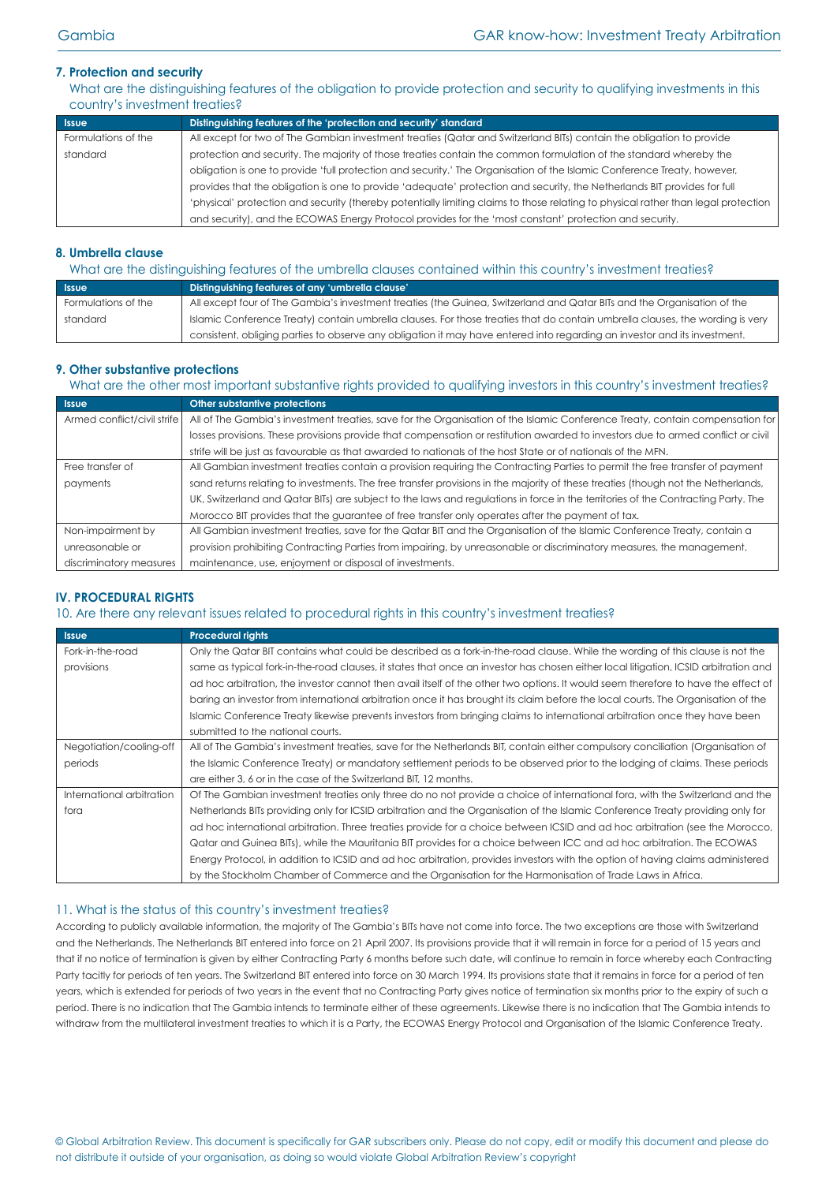### 7. Protection and security

What are the distinguishing features of the obligation to provide protection and security to qualifying investments in this country's investment treaties?

| Issue | Distinguishing features of the 'protection and security' standard |
|---|---|
| Formulations of the standard | All except for two of The Gambian investment treaties (Qatar and Switzerland BITs) contain the obligation to provide protection and security. The majority of those treaties contain the common formulation of the standard whereby the obligation is one to provide 'full protection and security.' The Organisation of the Islamic Conference Treaty, however, provides that the obligation is one to provide 'adequate' protection and security, the Netherlands BIT provides for full 'physical' protection and security (thereby potentially limiting claims to those relating to physical rather than legal protection and security), and the ECOWAS Energy Protocol provides for the 'most constant' protection and security. |

### 8. Umbrella clause

What are the distinguishing features of the umbrella clauses contained within this country's investment treaties?

| Issue | Distinguishing features of any 'umbrella clause' |
|---|---|
| Formulations of the standard | All except four of The Gambia's investment treaties (the Guinea, Switzerland and Qatar BITs and the Organisation of the Islamic Conference Treaty) contain umbrella clauses. For those treaties that do contain umbrella clauses, the wording is very consistent, obliging parties to observe any obligation it may have entered into regarding an investor and its investment. |

### 9. Other substantive protections

What are the other most important substantive rights provided to qualifying investors in this country's investment treaties?

| Issue | Other substantive protections |
|---|---|
| Armed conflict/civil strife | All of The Gambia's investment treaties, save for the Organisation of the Islamic Conference Treaty, contain compensation for losses provisions. These provisions provide that compensation or restitution awarded to investors due to armed conflict or civil strife will be just as favourable as that awarded to nationals of the host State or of nationals of the MFN. |
| Free transfer of payments | All Gambian investment treaties contain a provision requiring the Contracting Parties to permit the free transfer of payment sand returns relating to investments. The free transfer provisions in the majority of these treaties (though not the Netherlands, UK, Switzerland and Qatar BITs) are subject to the laws and regulations in force in the territories of the Contracting Party. The Morocco BIT provides that the guarantee of free transfer only operates after the payment of tax. |
| Non-impairment by unreasonable or discriminatory measures | All Gambian investment treaties, save for the Qatar BIT and the Organisation of the Islamic Conference Treaty, contain a provision prohibiting Contracting Parties from impairing, by unreasonable or discriminatory measures, the management, maintenance, use, enjoyment or disposal of investments. |

## IV. PROCEDURAL RIGHTS

### 10. Are there any relevant issues related to procedural rights in this country's investment treaties?

| Issue | Procedural rights |
|---|---|
| Fork-in-the-road provisions | Only the Qatar BIT contains what could be described as a fork-in-the-road clause. While the wording of this clause is not the same as typical fork-in-the-road clauses, it states that once an investor has chosen either local litigation, ICSID arbitration and ad hoc arbitration, the investor cannot then avail itself of the other two options. It would seem therefore to have the effect of baring an investor from international arbitration once it has brought its claim before the local courts. The Organisation of the Islamic Conference Treaty likewise prevents investors from bringing claims to international arbitration once they have been submitted to the national courts. |
| Negotiation/cooling-off periods | All of The Gambia's investment treaties, save for the Netherlands BIT, contain either compulsory conciliation (Organisation of the Islamic Conference Treaty) or mandatory settlement periods to be observed prior to the lodging of claims. These periods are either 3, 6 or in the case of the Switzerland BIT, 12 months. |
| International arbitration fora | Of The Gambian investment treaties only three do no not provide a choice of international fora, with the Switzerland and the Netherlands BITs providing only for ICSID arbitration and the Organisation of the Islamic Conference Treaty providing only for ad hoc international arbitration. Three treaties provide for a choice between ICSID and ad hoc arbitration (see the Morocco, Qatar and Guinea BITs), while the Mauritania BIT provides for a choice between ICC and ad hoc arbitration. The ECOWAS Energy Protocol, in addition to ICSID and ad hoc arbitration, provides investors with the option of having claims administered by the Stockholm Chamber of Commerce and the Organisation for the Harmonisation of Trade Laws in Africa. |

### 11. What is the status of this country's investment treaties?

According to publicly available information, the majority of The Gambia's BITs have not come into force. The two exceptions are those with Switzerland and the Netherlands. The Netherlands BIT entered into force on 21 April 2007. Its provisions provide that it will remain in force for a period of 15 years and that if no notice of termination is given by either Contracting Party 6 months before such date, will continue to remain in force whereby each Contracting Party tacitly for periods of ten years. The Switzerland BIT entered into force on 30 March 1994. Its provisions state that it remains in force for a period of ten years, which is extended for periods of two years in the event that no Contracting Party gives notice of termination six months prior to the expiry of such a period. There is no indication that The Gambia intends to terminate either of these agreements. Likewise there is no indication that The Gambia intends to withdraw from the multilateral investment treaties to which it is a Party, the ECOWAS Energy Protocol and Organisation of the Islamic Conference Treaty.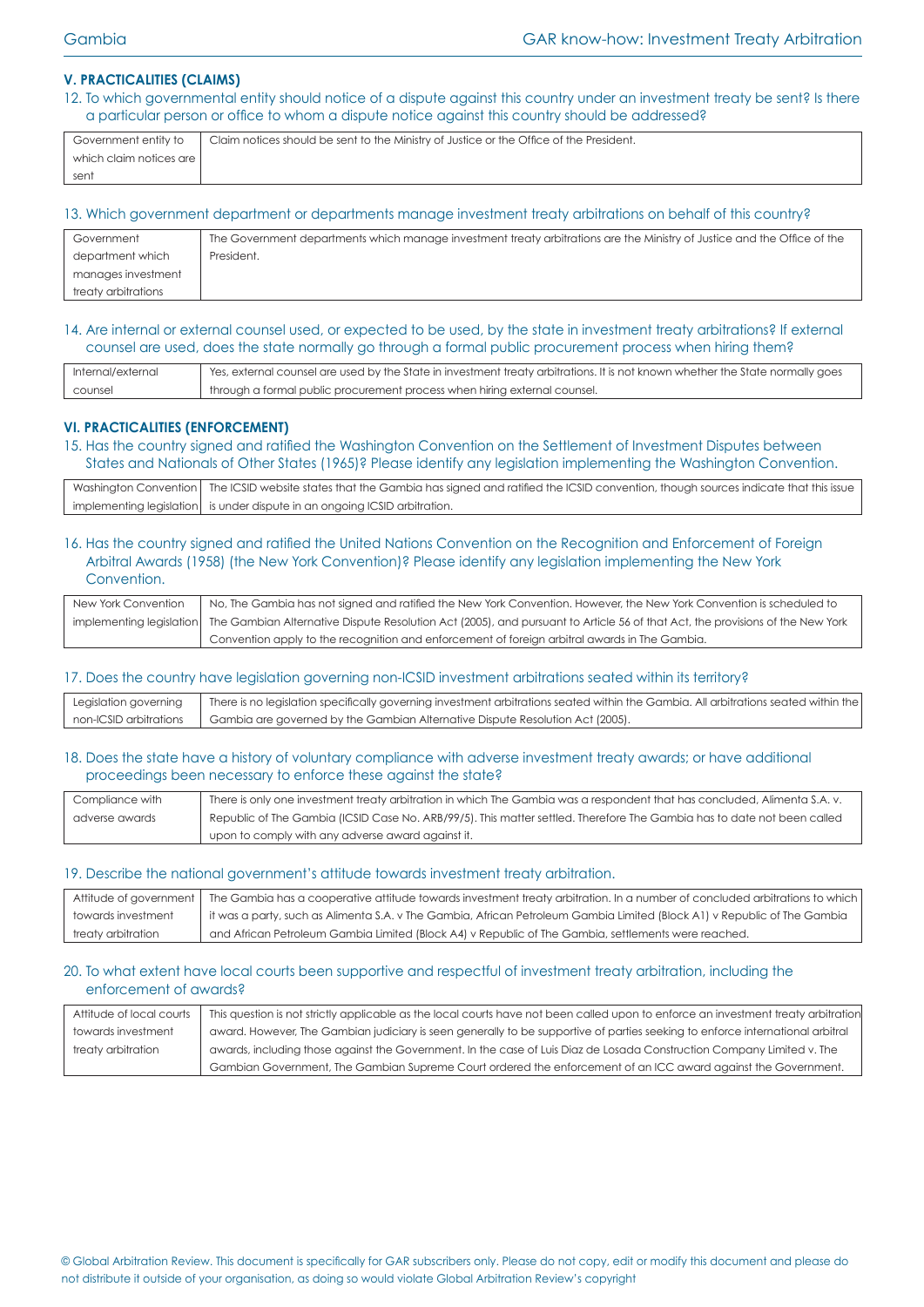## V. PRACTICALITIES (CLAIMS)

### 12. To which governmental entity should notice of a dispute against this country under an investment treaty be sent? Is there a particular person or office to whom a dispute notice against this country should be addressed?

| | |
|---|---|
| Government entity to which claim notices are sent | Claim notices should be sent to the Ministry of Justice or the Office of the President. |

### 13. Which government department or departments manage investment treaty arbitrations on behalf of this country?

| | |
|---|---|
| Government department which manages investment treaty arbitrations | The Government departments which manage investment treaty arbitrations are the Ministry of Justice and the Office of the President. |

### 14. Are internal or external counsel used, or expected to be used, by the state in investment treaty arbitrations? If external counsel are used, does the state normally go through a formal public procurement process when hiring them?

| | |
|---|---|
| Internal/external counsel | Yes, external counsel are used by the State in investment treaty arbitrations. It is not known whether the State normally goes through a formal public procurement process when hiring external counsel. |

## VI. PRACTICALITIES (ENFORCEMENT)

### 15. Has the country signed and ratified the Washington Convention on the Settlement of Investment Disputes between States and Nationals of Other States (1965)? Please identify any legislation implementing the Washington Convention.

| | |
|---|---|
| Washington Convention implementing legislation | The ICSID website states that the Gambia has signed and ratified the ICSID convention, though sources indicate that this issue is under dispute in an ongoing ICSID arbitration. |

### 16. Has the country signed and ratified the United Nations Convention on the Recognition and Enforcement of Foreign Arbitral Awards (1958) (the New York Convention)? Please identify any legislation implementing the New York Convention.

| | |
|---|---|
| New York Convention implementing legislation | No, The Gambia has not signed and ratified the New York Convention. However, the New York Convention is scheduled to The Gambian Alternative Dispute Resolution Act (2005), and pursuant to Article 56 of that Act, the provisions of the New York Convention apply to the recognition and enforcement of foreign arbitral awards in The Gambia. |

### 17. Does the country have legislation governing non-ICSID investment arbitrations seated within its territory?

| | |
|---|---|
| Legislation governing non-ICSID arbitrations | There is no legislation specifically governing investment arbitrations seated within the Gambia. All arbitrations seated within the Gambia are governed by the Gambian Alternative Dispute Resolution Act (2005). |

### 18. Does the state have a history of voluntary compliance with adverse investment treaty awards; or have additional proceedings been necessary to enforce these against the state?

| | |
|---|---|
| Compliance with adverse awards | There is only one investment treaty arbitration in which The Gambia was a respondent that has concluded, Alimenta S.A. v. Republic of The Gambia (ICSID Case No. ARB/99/5). This matter settled. Therefore The Gambia has to date not been called upon to comply with any adverse award against it. |

### 19. Describe the national government's attitude towards investment treaty arbitration.

| | |
|---|---|
| Attitude of government towards investment treaty arbitration | The Gambia has a cooperative attitude towards investment treaty arbitration. In a number of concluded arbitrations to which it was a party, such as Alimenta S.A. v The Gambia, African Petroleum Gambia Limited (Block A1) v Republic of The Gambia and African Petroleum Gambia Limited (Block A4) v Republic of The Gambia, settlements were reached. |

### 20. To what extent have local courts been supportive and respectful of investment treaty arbitration, including the enforcement of awards?

| | |
|---|---|
| Attitude of local courts towards investment treaty arbitration | This question is not strictly applicable as the local courts have not been called upon to enforce an investment treaty arbitration award. However, The Gambian judiciary is seen generally to be supportive of parties seeking to enforce international arbitral awards, including those against the Government. In the case of Luis Diaz de Losada Construction Company Limited v. The Gambian Government, The Gambian Supreme Court ordered the enforcement of an ICC award against the Government. |

© Global Arbitration Review. This document is specifically for GAR subscribers only. Please do not copy, edit or modify this document and please do not distribute it outside of your organisation, as doing so would violate Global Arbitration Review's copyright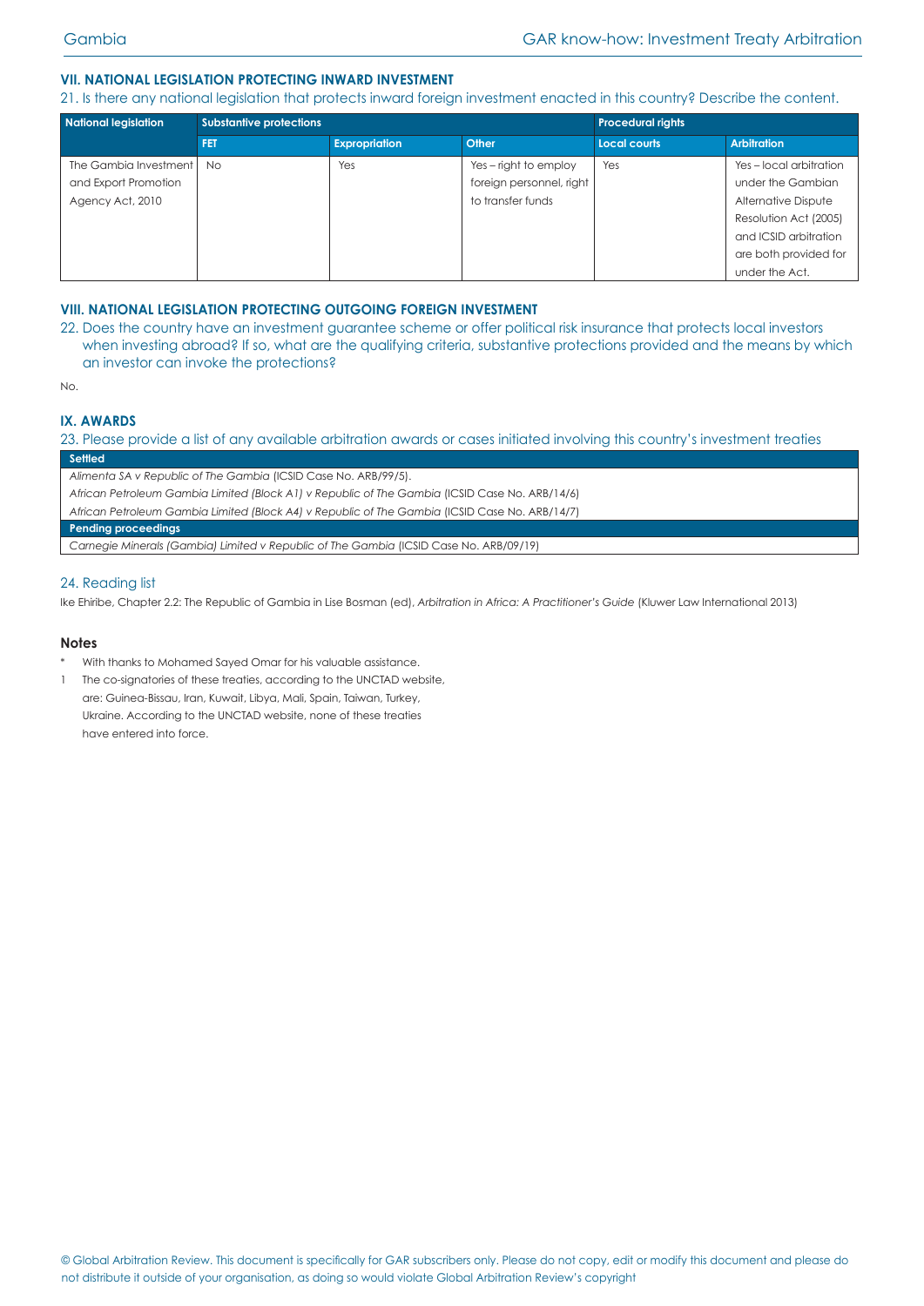### VII. NATIONAL LEGISLATION PROTECTING INWARD INVESTMENT

21. Is there any national legislation that protects inward foreign investment enacted in this country? Describe the content.

| National legislation | Substantive protections | | | Procedural rights | |
|---|---|---|---|---|---|
| | FET | Expropriation | Other | Local courts | Arbitration |
| The Gambia Investment and Export Promotion Agency Act, 2010 | No | Yes | Yes – right to employ foreign personnel, right to transfer funds | Yes | Yes – local arbitration under the Gambian Alternative Dispute Resolution Act (2005) and ICSID arbitration are both provided for under the Act. |

### VIII. NATIONAL LEGISLATION PROTECTING OUTGOING FOREIGN INVESTMENT

22. Does the country have an investment guarantee scheme or offer political risk insurance that protects local investors when investing abroad? If so, what are the qualifying criteria, substantive protections provided and the means by which an investor can invoke the protections?

No.

### IX. AWARDS

23. Please provide a list of any available arbitration awards or cases initiated involving this country's investment treaties

| Settled |
|---|
| *Alimenta SA v Republic of The Gambia* (ICSID Case No. ARB/99/5). |
| *African Petroleum Gambia Limited (Block A1) v Republic of The Gambia* (ICSID Case No. ARB/14/6) |
| *African Petroleum Gambia Limited (Block A4) v Republic of The Gambia* (ICSID Case No. ARB/14/7) |
| **Pending proceedings** |
| *Carnegie Minerals (Gambia) Limited v Republic of The Gambia* (ICSID Case No. ARB/09/19) |

24. Reading list

Ike Ehiribe, Chapter 2.2: The Republic of Gambia in Lise Bosman (ed), *Arbitration in Africa: A Practitioner's Guide* (Kluwer Law International 2013)

#### Notes

- \* With thanks to Mohamed Sayed Omar for his valuable assistance.
- 1 The co-signatories of these treaties, according to the UNCTAD website, are: Guinea-Bissau, Iran, Kuwait, Libya, Mali, Spain, Taiwan, Turkey, Ukraine. According to the UNCTAD website, none of these treaties have entered into force.

© Global Arbitration Review. This document is specifically for GAR subscribers only. Please do not copy, edit or modify this document and please do not distribute it outside of your organisation, as doing so would violate Global Arbitration Review's copyright